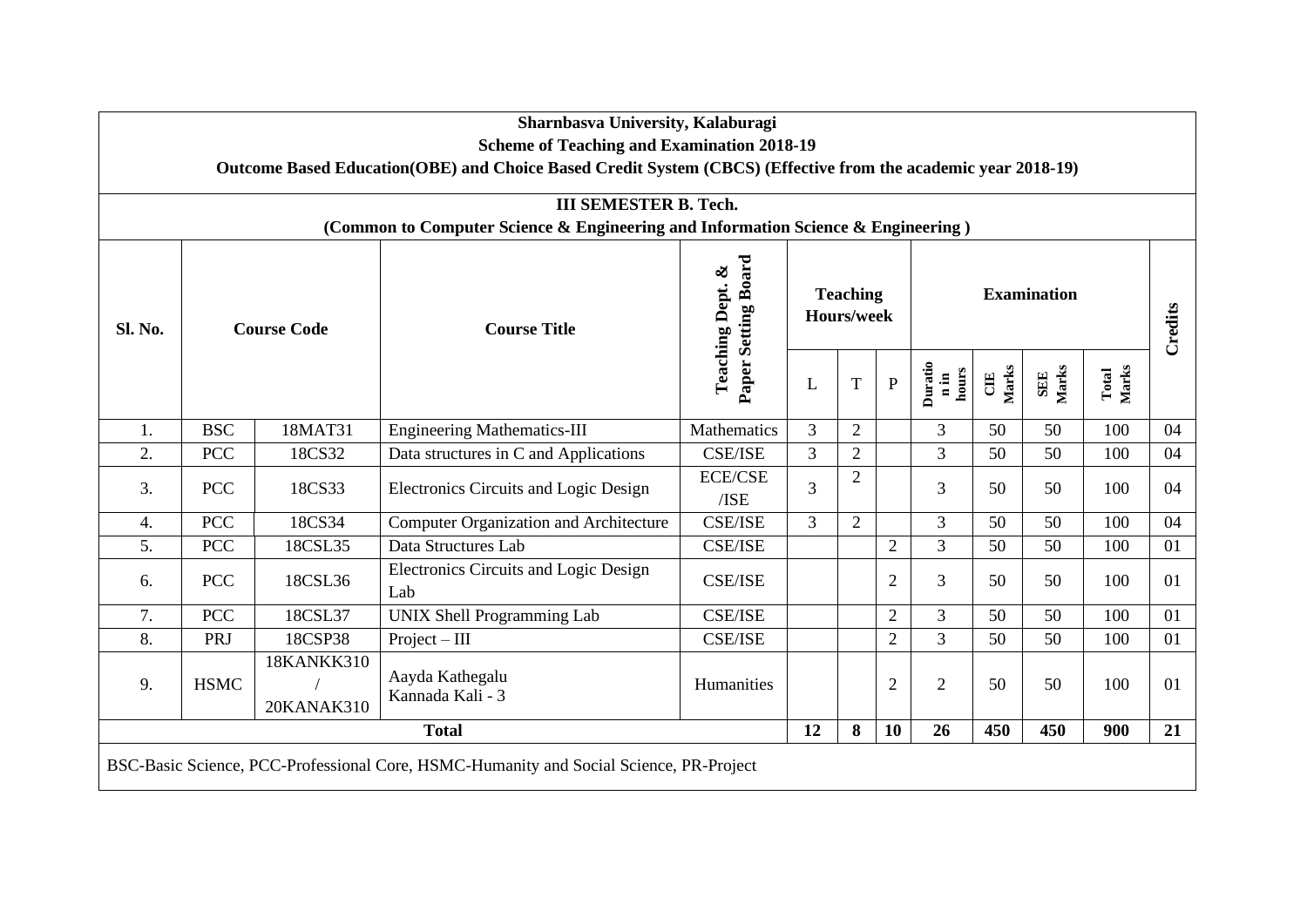**Sharnbasva University, Kalaburagi**

**Scheme of Teaching and Examination 2018-19**

**Outcome Based Education(OBE) and Choice Based Credit System (CBCS) (Effective from the academic year 2018-19)**

**III SEMESTER B. Tech.**

**(Common to Computer Science & Engineering and Information Science & Engineering )**

| Sl. No. | Course Code | | Course Title | Teaching Dept. & Paper Setting Board | Teaching Hours/week | | | Examination | | | | Credits |
|---|---|---|---|---|---|---|---|---|---|---|---|---|
| | | | | | L | T | P | Duration in hours | CIE Marks | SEE Marks | Total Marks | |
| 1. | BSC | 18MAT31 | Engineering Mathematics-III | Mathematics | 3 | 2 | | 3 | 50 | 50 | 100 | 04 |
| 2. | PCC | 18CS32 | Data structures in C and Applications | CSE/ISE | 3 | 2 | | 3 | 50 | 50 | 100 | 04 |
| 3. | PCC | 18CS33 | Electronics Circuits and Logic Design | ECE/CSE /ISE | 3 | 2 | | 3 | 50 | 50 | 100 | 04 |
| 4. | PCC | 18CS34 | Computer Organization and Architecture | CSE/ISE | 3 | 2 | | 3 | 50 | 50 | 100 | 04 |
| 5. | PCC | 18CSL35 | Data Structures Lab | CSE/ISE | | | 2 | 3 | 50 | 50 | 100 | 01 |
| 6. | PCC | 18CSL36 | Electronics Circuits and Logic Design Lab | CSE/ISE | | | 2 | 3 | 50 | 50 | 100 | 01 |
| 7. | PCC | 18CSL37 | UNIX Shell Programming Lab | CSE/ISE | | | 2 | 3 | 50 | 50 | 100 | 01 |
| 8. | PRJ | 18CSP38 | Project – III | CSE/ISE | | | 2 | 3 | 50 | 50 | 100 | 01 |
| 9. | HSMC | 18KANKK310 / 20KANAK310 | Aayda Kathegalu Kannada Kali - 3 | Humanities | | | 2 | 2 | 50 | 50 | 100 | 01 |
| **Total** | | | | | **12** | **8** | **10** | **26** | **450** | **450** | **900** | **21** |

BSC-Basic Science, PCC-Professional Core, HSMC-Humanity and Social Science, PR-Project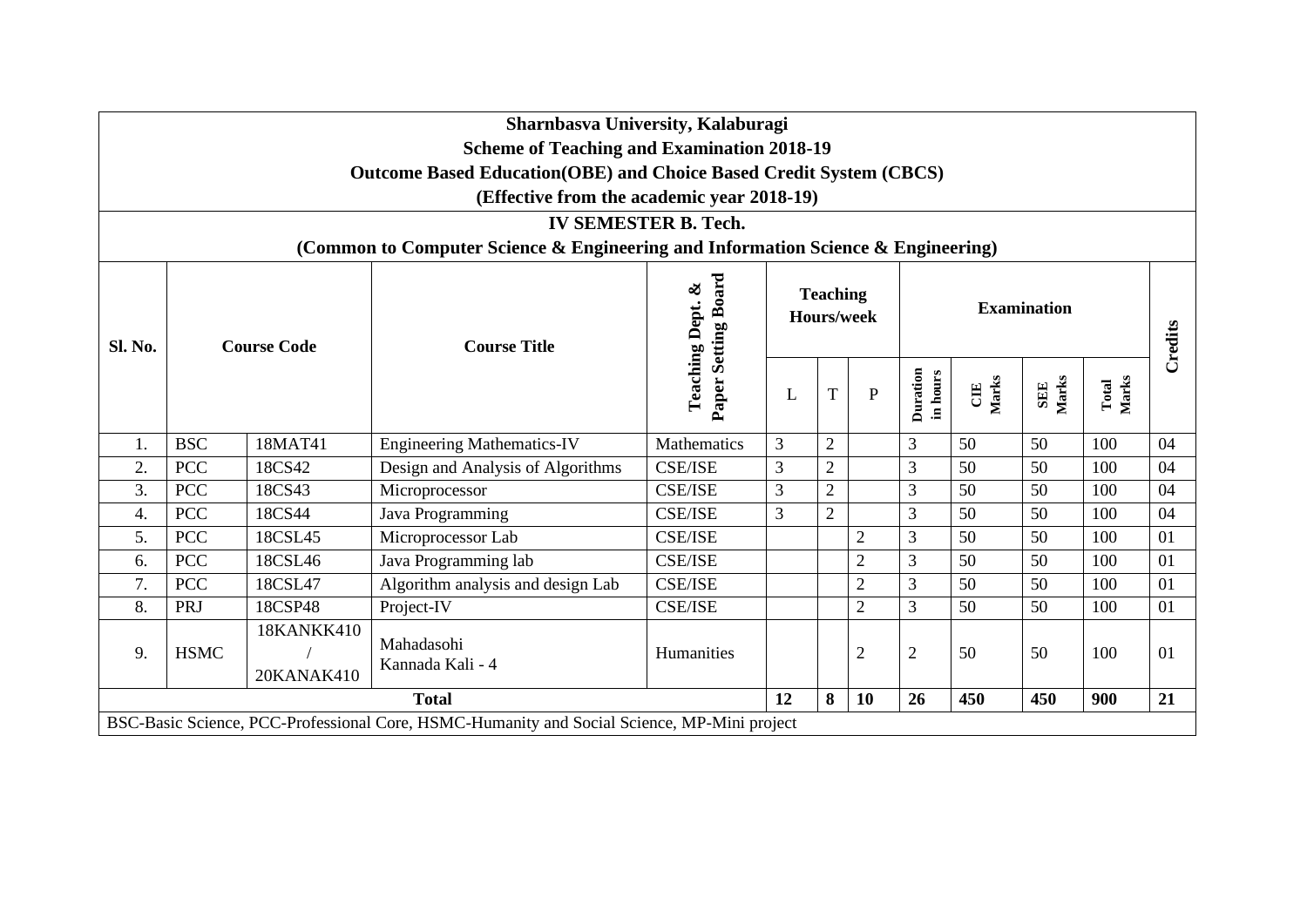**Sharnbasva University, Kalaburagi**
**Scheme of Teaching and Examination 2018-19**
**Outcome Based Education(OBE) and Choice Based Credit System (CBCS)**
**(Effective from the academic year 2018-19)**

**IV SEMESTER B. Tech.**
**(Common to Computer Science & Engineering and Information Science & Engineering)**

| Sl. No. | Course Code | | Course Title | Teaching Dept. & Paper Setting Board | Teaching Hours/week | | | Examination | | | | Credits |
|---|---|---|---|---|---|---|---|---|---|---|---|---|
| | | | | | L | T | P | Duration in hours | CIE Marks | SEE Marks | Total Marks | |
| 1. | BSC | 18MAT41 | Engineering Mathematics-IV | Mathematics | 3 | 2 | | 3 | 50 | 50 | 100 | 04 |
| 2. | PCC | 18CS42 | Design and Analysis of Algorithms | CSE/ISE | 3 | 2 | | 3 | 50 | 50 | 100 | 04 |
| 3. | PCC | 18CS43 | Microprocessor | CSE/ISE | 3 | 2 | | 3 | 50 | 50 | 100 | 04 |
| 4. | PCC | 18CS44 | Java Programming | CSE/ISE | 3 | 2 | | 3 | 50 | 50 | 100 | 04 |
| 5. | PCC | 18CSL45 | Microprocessor Lab | CSE/ISE | | | 2 | 3 | 50 | 50 | 100 | 01 |
| 6. | PCC | 18CSL46 | Java Programming lab | CSE/ISE | | | 2 | 3 | 50 | 50 | 100 | 01 |
| 7. | PCC | 18CSL47 | Algorithm analysis and design Lab | CSE/ISE | | | 2 | 3 | 50 | 50 | 100 | 01 |
| 8. | PRJ | 18CSP48 | Project-IV | CSE/ISE | | | 2 | 3 | 50 | 50 | 100 | 01 |
| 9. | HSMC | 18KANKK410 / 20KANAK410 | Mahadasohi Kannada Kali - 4 | Humanities | | | 2 | 2 | 50 | 50 | 100 | 01 |
| **Total** | | | | | **12** | **8** | **10** | **26** | **450** | **450** | **900** | **21** |

BSC-Basic Science, PCC-Professional Core, HSMC-Humanity and Social Science, MP-Mini project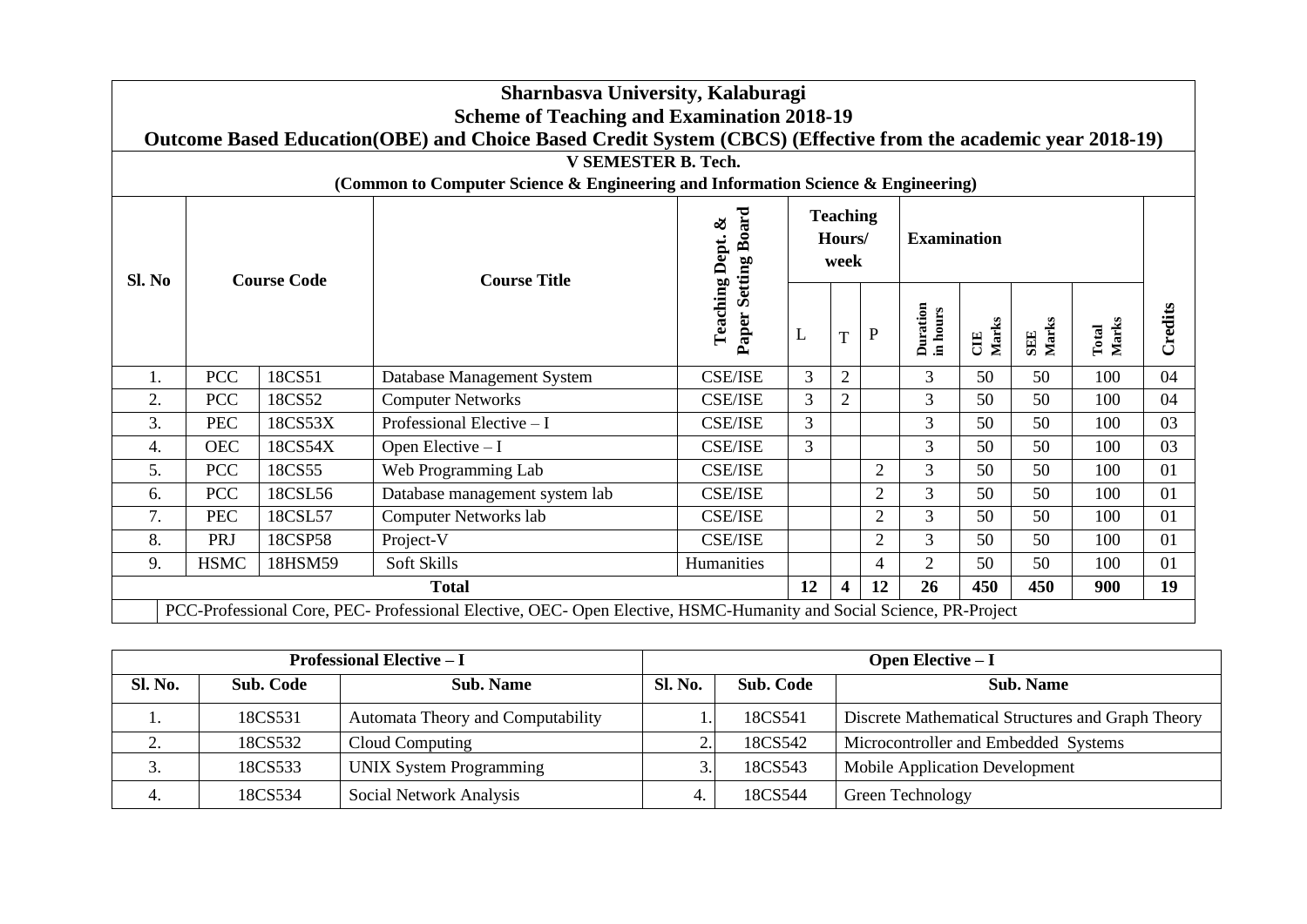# Sharnbasva University, Kalaburagi

## Scheme of Teaching and Examination 2018-19

### Outcome Based Education(OBE) and Choice Based Credit System (CBCS) (Effective from the academic year 2018-19)

### V SEMESTER B. Tech.

**(Common to Computer Science & Engineering and Information Science & Engineering)**

| Sl. No | Course Code | | Course Title | Teaching Dept. & Paper Setting Board | Teaching Hours/ week | | | Examination | | | | Credits |
|---|---|---|---|---|---|---|---|---|---|---|---|---|
| | | | | | L | T | P | Duration in hours | CIE Marks | SEE Marks | Total Marks | |
| 1. | PCC | 18CS51 | Database Management System | CSE/ISE | 3 | 2 | | 3 | 50 | 50 | 100 | 04 |
| 2. | PCC | 18CS52 | Computer Networks | CSE/ISE | 3 | 2 | | 3 | 50 | 50 | 100 | 04 |
| 3. | PEC | 18CS53X | Professional Elective – I | CSE/ISE | 3 | | | 3 | 50 | 50 | 100 | 03 |
| 4. | OEC | 18CS54X | Open Elective – I | CSE/ISE | 3 | | | 3 | 50 | 50 | 100 | 03 |
| 5. | PCC | 18CS55 | Web Programming Lab | CSE/ISE | | | 2 | 3 | 50 | 50 | 100 | 01 |
| 6. | PCC | 18CSL56 | Database management system lab | CSE/ISE | | | 2 | 3 | 50 | 50 | 100 | 01 |
| 7. | PEC | 18CSL57 | Computer Networks lab | CSE/ISE | | | 2 | 3 | 50 | 50 | 100 | 01 |
| 8. | PRJ | 18CSP58 | Project-V | CSE/ISE | | | 2 | 3 | 50 | 50 | 100 | 01 |
| 9. | HSMC | 18HSM59 | Soft Skills | Humanities | | | 4 | 2 | 50 | 50 | 100 | 01 |
| **Total** | | | | | **12** | **4** | **12** | **26** | **450** | **450** | **900** | **19** |

PCC-Professional Core, PEC- Professional Elective, OEC- Open Elective, HSMC-Humanity and Social Science, PR-Project

| Professional Elective – I | | | Open Elective – I | | |
|---|---|---|---|---|---|
| **Sl. No.** | **Sub. Code** | **Sub. Name** | **Sl. No.** | **Sub. Code** | **Sub. Name** |
| 1. | 18CS531 | Automata Theory and Computability | 1. | 18CS541 | Discrete Mathematical Structures and Graph Theory |
| 2. | 18CS532 | Cloud Computing | 2. | 18CS542 | Microcontroller and Embedded Systems |
| 3. | 18CS533 | UNIX System Programming | 3. | 18CS543 | Mobile Application Development |
| 4. | 18CS534 | Social Network Analysis | 4. | 18CS544 | Green Technology |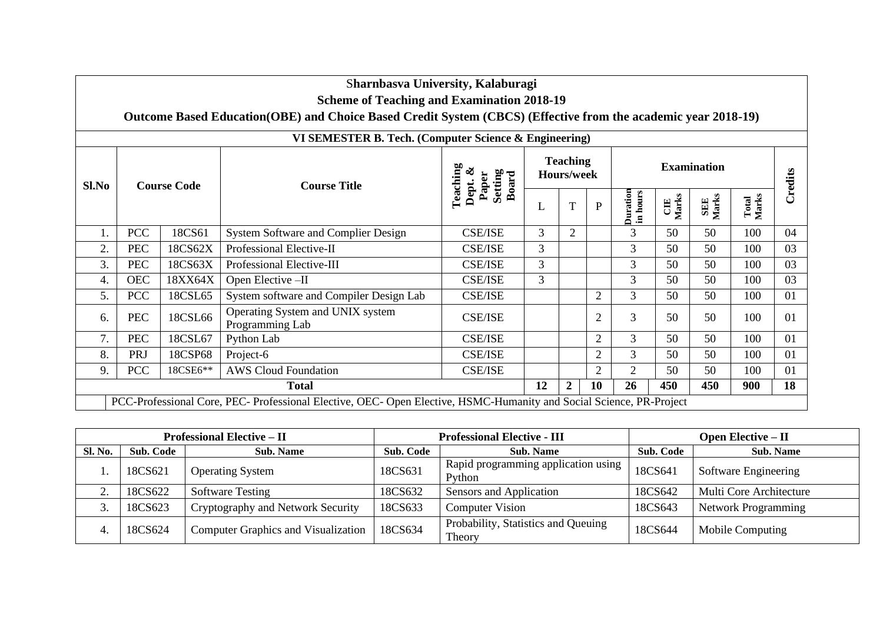# Sharnbasva University, Kalaburagi

## Scheme of Teaching and Examination 2018-19

### Outcome Based Education(OBE) and Choice Based Credit System (CBCS) (Effective from the academic year 2018-19)

### VI SEMESTER B. Tech. (Computer Science & Engineering)

| Sl.No | Course Code | | Course Title | Teaching Dept. & Paper Setting Board | Teaching Hours/week | | | Examination | | | | Credits |
|---|---|---|---|---|---|---|---|---|---|---|---|---|
| | | | | | L | T | P | Duration in hours | CIE Marks | SEE Marks | Total Marks | |
| 1. | PCC | 18CS61 | System Software and Complier Design | CSE/ISE | 3 | 2 | | 3 | 50 | 50 | 100 | 04 |
| 2. | PEC | 18CS62X | Professional Elective-II | CSE/ISE | 3 | | | 3 | 50 | 50 | 100 | 03 |
| 3. | PEC | 18CS63X | Professional Elective-III | CSE/ISE | 3 | | | 3 | 50 | 50 | 100 | 03 |
| 4. | OEC | 18XX64X | Open Elective –II | CSE/ISE | 3 | | | 3 | 50 | 50 | 100 | 03 |
| 5. | PCC | 18CSL65 | System software and Compiler Design Lab | CSE/ISE | | | 2 | 3 | 50 | 50 | 100 | 01 |
| 6. | PEC | 18CSL66 | Operating System and UNIX system Programming Lab | CSE/ISE | | | 2 | 3 | 50 | 50 | 100 | 01 |
| 7. | PEC | 18CSL67 | Python Lab | CSE/ISE | | | 2 | 3 | 50 | 50 | 100 | 01 |
| 8. | PRJ | 18CSP68 | Project-6 | CSE/ISE | | | 2 | 3 | 50 | 50 | 100 | 01 |
| 9. | PCC | 18CSE6** | AWS Cloud Foundation | CSE/ISE | | | 2 | 2 | 50 | 50 | 100 | 01 |
| **Total** | | | | | **12** | **2** | **10** | **26** | **450** | **450** | **900** | **18** |

PCC-Professional Core, PEC- Professional Elective, OEC- Open Elective, HSMC-Humanity and Social Science, PR-Project

| Professional Elective – II | | | Professional Elective - III | | Open Elective – II | |
|---|---|---|---|---|---|---|
| **Sl. No.** | **Sub. Code** | **Sub. Name** | **Sub. Code** | **Sub. Name** | **Sub. Code** | **Sub. Name** |
| 1. | 18CS621 | Operating System | 18CS631 | Rapid programming application using Python | 18CS641 | Software Engineering |
| 2. | 18CS622 | Software Testing | 18CS632 | Sensors and Application | 18CS642 | Multi Core Architecture |
| 3. | 18CS623 | Cryptography and Network Security | 18CS633 | Computer Vision | 18CS643 | Network Programming |
| 4. | 18CS624 | Computer Graphics and Visualization | 18CS634 | Probability, Statistics and Queuing Theory | 18CS644 | Mobile Computing |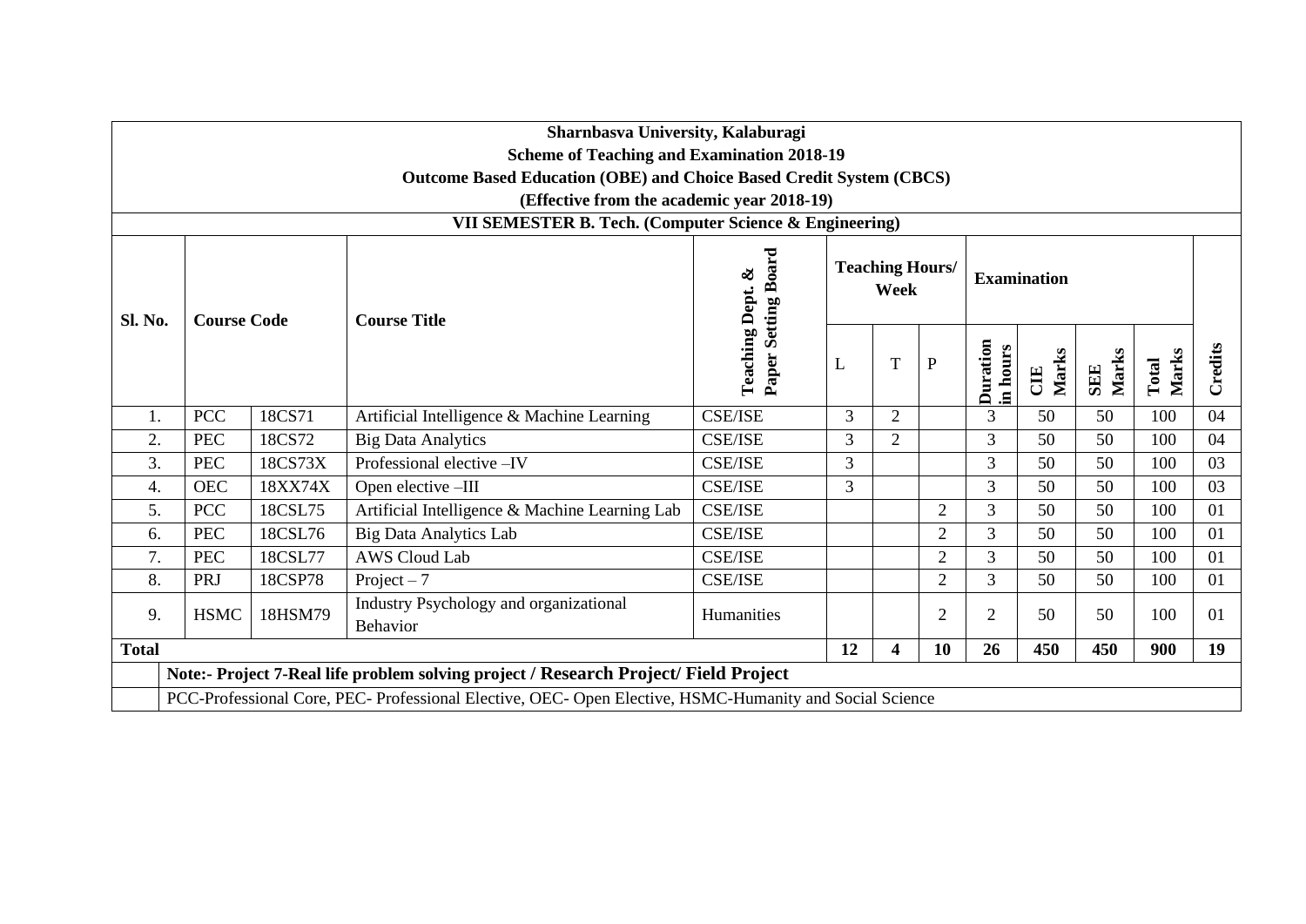**Sharnbasva University, Kalaburagi**

**Scheme of Teaching and Examination 2018-19**

**Outcome Based Education (OBE) and Choice Based Credit System (CBCS)**

**(Effective from the academic year 2018-19)**

**VII SEMESTER B. Tech. (Computer Science & Engineering)**

| Sl. No. | Course Code | | Course Title | Teaching Dept. & Paper Setting Board | Teaching Hours/ Week | | | Examination | | | | Credits |
|---|---|---|---|---|---|---|---|---|---|---|---|---|
| | | | | | L | T | P | Duration in hours | CIE Marks | SEE Marks | Total Marks | |
| 1. | PCC | 18CS71 | Artificial Intelligence & Machine Learning | CSE/ISE | 3 | 2 | | 3 | 50 | 50 | 100 | 04 |
| 2. | PEC | 18CS72 | Big Data Analytics | CSE/ISE | 3 | 2 | | 3 | 50 | 50 | 100 | 04 |
| 3. | PEC | 18CS73X | Professional elective –IV | CSE/ISE | 3 | | | 3 | 50 | 50 | 100 | 03 |
| 4. | OEC | 18XX74X | Open elective –III | CSE/ISE | 3 | | | 3 | 50 | 50 | 100 | 03 |
| 5. | PCC | 18CSL75 | Artificial Intelligence & Machine Learning Lab | CSE/ISE | | | 2 | 3 | 50 | 50 | 100 | 01 |
| 6. | PEC | 18CSL76 | Big Data Analytics Lab | CSE/ISE | | | 2 | 3 | 50 | 50 | 100 | 01 |
| 7. | PEC | 18CSL77 | AWS Cloud Lab | CSE/ISE | | | 2 | 3 | 50 | 50 | 100 | 01 |
| 8. | PRJ | 18CSP78 | Project – 7 | CSE/ISE | | | 2 | 3 | 50 | 50 | 100 | 01 |
| 9. | HSMC | 18HSM79 | Industry Psychology and organizational Behavior | Humanities | | | 2 | 2 | 50 | 50 | 100 | 01 |
| **Total** | | | | | **12** | **4** | **10** | **26** | **450** | **450** | **900** | **19** |

**Note:- Project 7-Real life problem solving project / Research Project/ Field Project**

PCC-Professional Core, PEC- Professional Elective, OEC- Open Elective, HSMC-Humanity and Social Science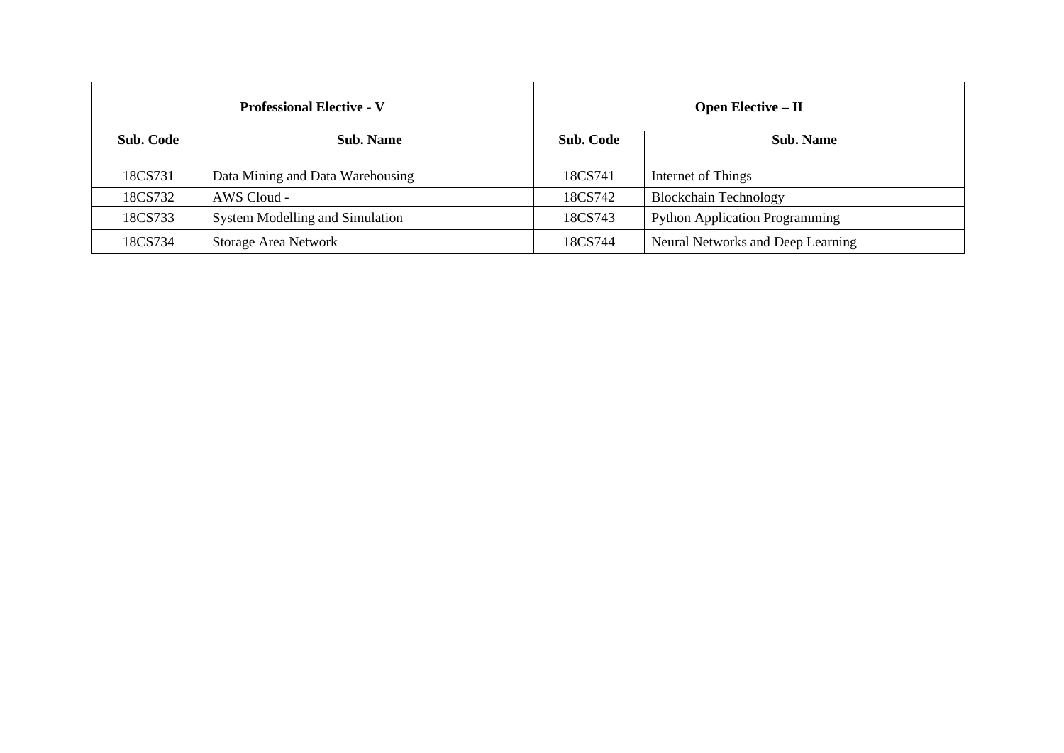| Professional Elective - V | | Open Elective – II | |
|---|---|---|---|
| **Sub. Code** | **Sub. Name** | **Sub. Code** | **Sub. Name** |
| 18CS731 | Data Mining and Data Warehousing | 18CS741 | Internet of Things |
| 18CS732 | AWS Cloud - | 18CS742 | Blockchain Technology |
| 18CS733 | System Modelling and Simulation | 18CS743 | Python Application Programming |
| 18CS734 | Storage Area Network | 18CS744 | Neural Networks and Deep Learning |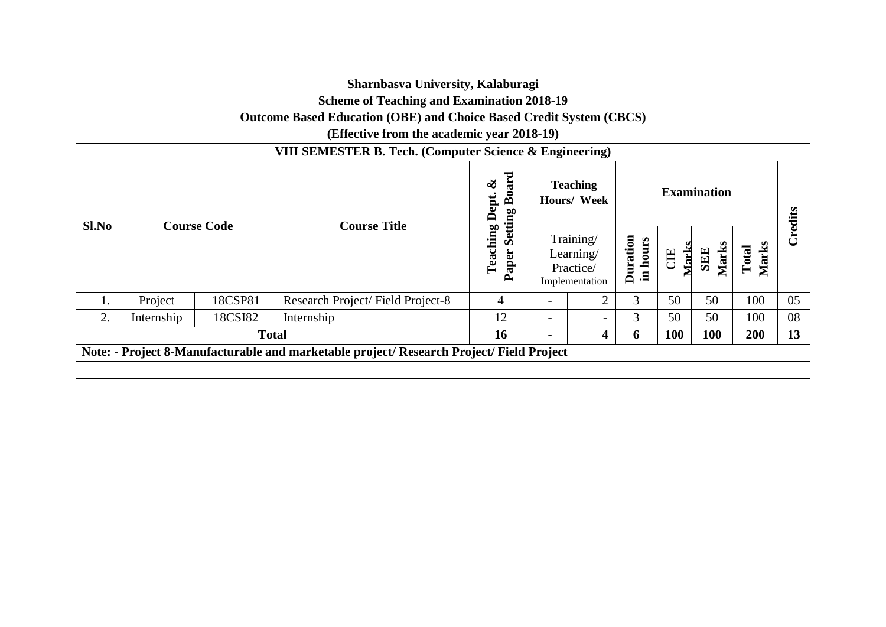**Sharnbasva University, Kalaburagi**
**Scheme of Teaching and Examination 2018-19**
**Outcome Based Education (OBE) and Choice Based Credit System (CBCS)**
**(Effective from the academic year 2018-19)**

**VIII SEMESTER B. Tech. (Computer Science & Engineering)**

| Sl.No | Course Code | | Course Title | Teaching Dept. & Paper Setting Board | Teaching Hours/ Week | | | Examination | | | | Credits |
|---|---|---|---|---|---|---|---|---|---|---|---|---|
| | | | | | Training/ Learning/ Practice/ Implementation | | | Duration in hours | CIE Marks | SEE Marks | Total Marks | |
| 1. | Project | 18CSP81 | Research Project/ Field Project-8 | 4 | - | | 2 | 3 | 50 | 50 | 100 | 05 |
| 2. | Internship | 18CSI82 | Internship | 12 | - | | - | 3 | 50 | 50 | 100 | 08 |
| **Total** | | | | **16** | **-** | | **4** | **6** | **100** | **100** | **200** | **13** |

**Note: - Project 8-Manufacturable and marketable project/ Research Project/ Field Project**